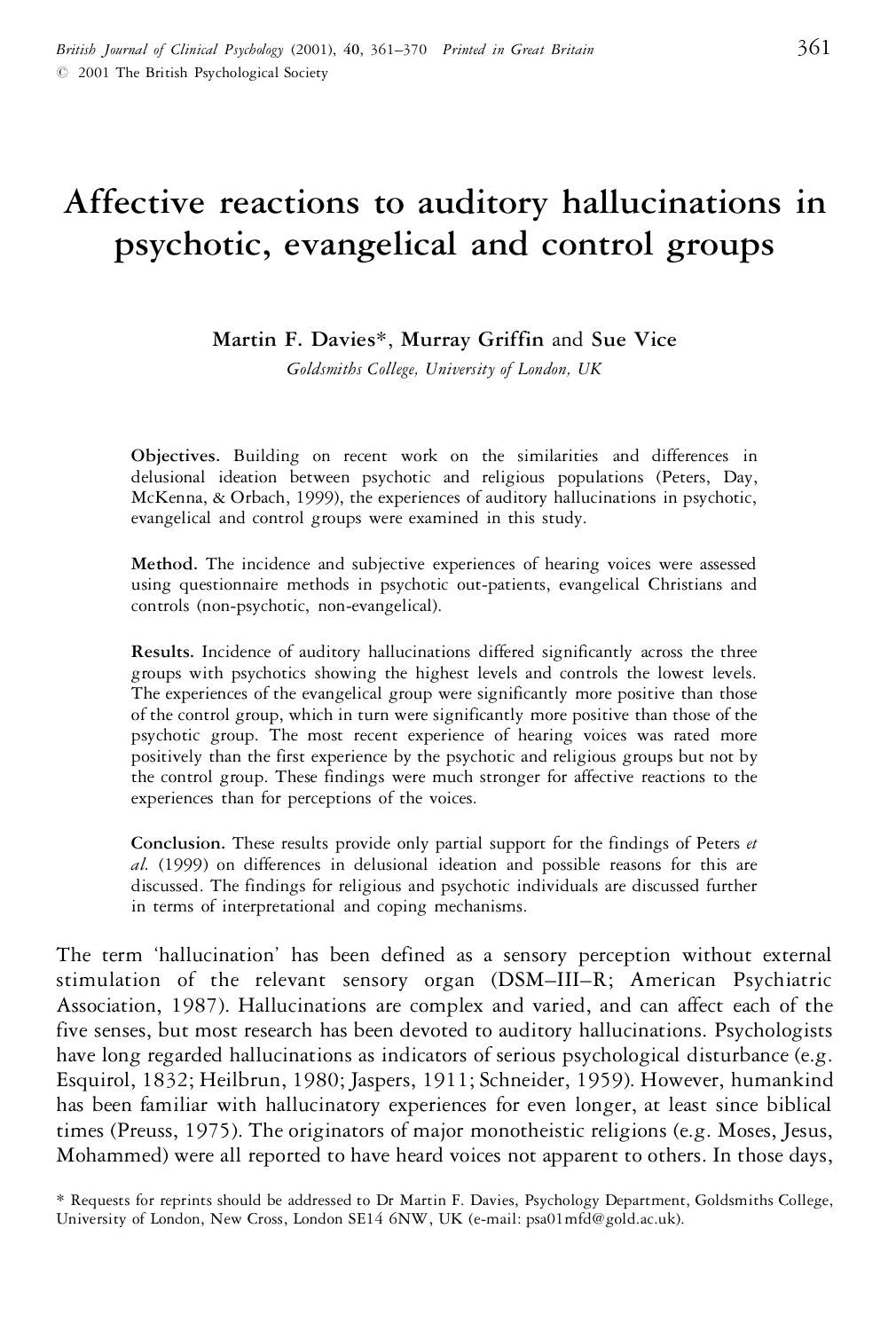# Affective reactions to auditory hallucinations in psychotic, evangelical and control groups

**Martin F. Davies***, **Murray Griffin** and **Sue Vice**

*Goldsmiths College, University of London, UK*

**Objectives.** Building on recent work on the similarities and differences in delusional ideation between psychotic and religious populations (Peters, Day, McKenna, & Orbach, 1999), the experiences of auditory hallucinations in psychotic, evangelical and control groups were examined in this study.

**Method.** The incidence and subjective experiences of hearing voices were assessed using questionnaire methods in psychotic out-patients, evangelical Christians and controls (non-psychotic, non-evangelical).

**Results.** Incidence of auditory hallucinations differed significantly across the three groups with psychotics showing the highest levels and controls the lowest levels. The experiences of the evangelical group were significantly more positive than those of the control group, which in turn were significantly more positive than those of the psychotic group. The most recent experience of hearing voices was rated more positively than the first experience by the psychotic and religious groups but not by the control group. These findings were much stronger for affective reactions to the experiences than for perceptions of the voices.

**Conclusion.** These results provide only partial support for the findings of Peters *et al.* (1999) on differences in delusional ideation and possible reasons for this are discussed. The findings for religious and psychotic individuals are discussed further in terms of interpretational and coping mechanisms.

The term 'hallucination' has been defined as a sensory perception without external stimulation of the relevant sensory organ (DSM–III–R; American Psychiatric Association, 1987). Hallucinations are complex and varied, and can affect each of the five senses, but most research has been devoted to auditory hallucinations. Psychologists have long regarded hallucinations as indicators of serious psychological disturbance (e.g. Esquirol, 1832; Heilbrun, 1980; Jaspers, 1911; Schneider, 1959). However, humankind has been familiar with hallucinatory experiences for even longer, at least since biblical times (Preuss, 1975). The originators of major monotheistic religions (e.g. Moses, Jesus, Mohammed) were all reported to have heard voices not apparent to others. In those days,

* Requests for reprints should be addressed to Dr Martin F. Davies, Psychology Department, Goldsmiths College, University of London, New Cross, London SE14 6NW, UK (e-mail: psa01mfd@gold.ac.uk).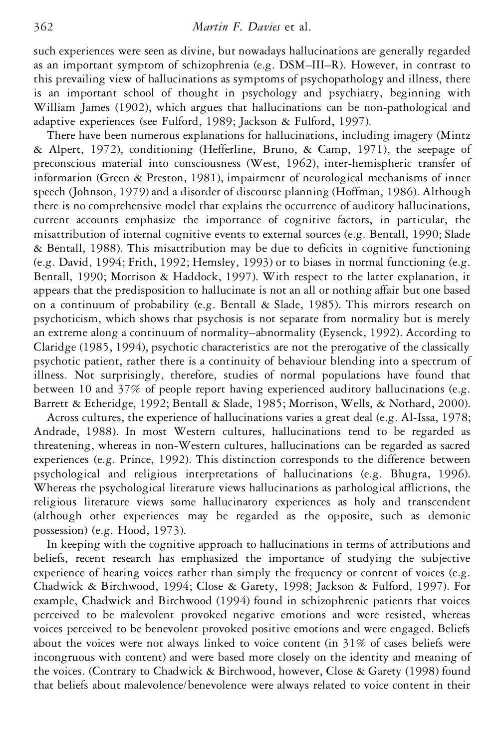such experiences were seen as divine, but nowadays hallucinations are generally regarded as an important symptom of schizophrenia (e.g. DSM–III–R). However, in contrast to this prevailing view of hallucinations as symptoms of psychopathology and illness, there is an important school of thought in psychology and psychiatry, beginning with William James (1902), which argues that hallucinations can be non-pathological and adaptive experiences (see Fulford, 1989; Jackson & Fulford, 1997).

There have been numerous explanations for hallucinations, including imagery (Mintz & Alpert, 1972), conditioning (Hefferline, Bruno, & Camp, 1971), the seepage of preconscious material into consciousness (West, 1962), inter-hemispheric transfer of information (Green & Preston, 1981), impairment of neurological mechanisms of inner speech (Johnson, 1979) and a disorder of discourse planning (Hoffman, 1986). Although there is no comprehensive model that explains the occurrence of auditory hallucinations, current accounts emphasize the importance of cognitive factors, in particular, the misattribution of internal cognitive events to external sources (e.g. Bentall, 1990; Slade & Bentall, 1988). This misattribution may be due to deficits in cognitive functioning (e.g. David, 1994; Frith, 1992; Hemsley, 1993) or to biases in normal functioning (e.g. Bentall, 1990; Morrison & Haddock, 1997). With respect to the latter explanation, it appears that the predisposition to hallucinate is not an all or nothing affair but one based on a continuum of probability (e.g. Bentall & Slade, 1985). This mirrors research on psychoticism, which shows that psychosis is not separate from normality but is merely an extreme along a continuum of normality–abnormality (Eysenck, 1992). According to Claridge (1985, 1994), psychotic characteristics are not the prerogative of the classically psychotic patient, rather there is a continuity of behaviour blending into a spectrum of illness. Not surprisingly, therefore, studies of normal populations have found that between 10 and 37% of people report having experienced auditory hallucinations (e.g. Barrett & Etheridge, 1992; Bentall & Slade, 1985; Morrison, Wells, & Nothard, 2000).

Across cultures, the experience of hallucinations varies a great deal (e.g. Al-Issa, 1978; Andrade, 1988). In most Western cultures, hallucinations tend to be regarded as threatening, whereas in non-Western cultures, hallucinations can be regarded as sacred experiences (e.g. Prince, 1992). This distinction corresponds to the difference between psychological and religious interpretations of hallucinations (e.g. Bhugra, 1996). Whereas the psychological literature views hallucinations as pathological afflictions, the religious literature views some hallucinatory experiences as holy and transcendent (although other experiences may be regarded as the opposite, such as demonic possession) (e.g. Hood, 1973).

In keeping with the cognitive approach to hallucinations in terms of attributions and beliefs, recent research has emphasized the importance of studying the subjective experience of hearing voices rather than simply the frequency or content of voices (e.g. Chadwick & Birchwood, 1994; Close & Garety, 1998; Jackson & Fulford, 1997). For example, Chadwick and Birchwood (1994) found in schizophrenic patients that voices perceived to be malevolent provoked negative emotions and were resisted, whereas voices perceived to be benevolent provoked positive emotions and were engaged. Beliefs about the voices were not always linked to voice content (in 31% of cases beliefs were incongruous with content) and were based more closely on the identity and meaning of the voices. (Contrary to Chadwick & Birchwood, however, Close & Garety (1998) found that beliefs about malevolence/benevolence were always related to voice content in their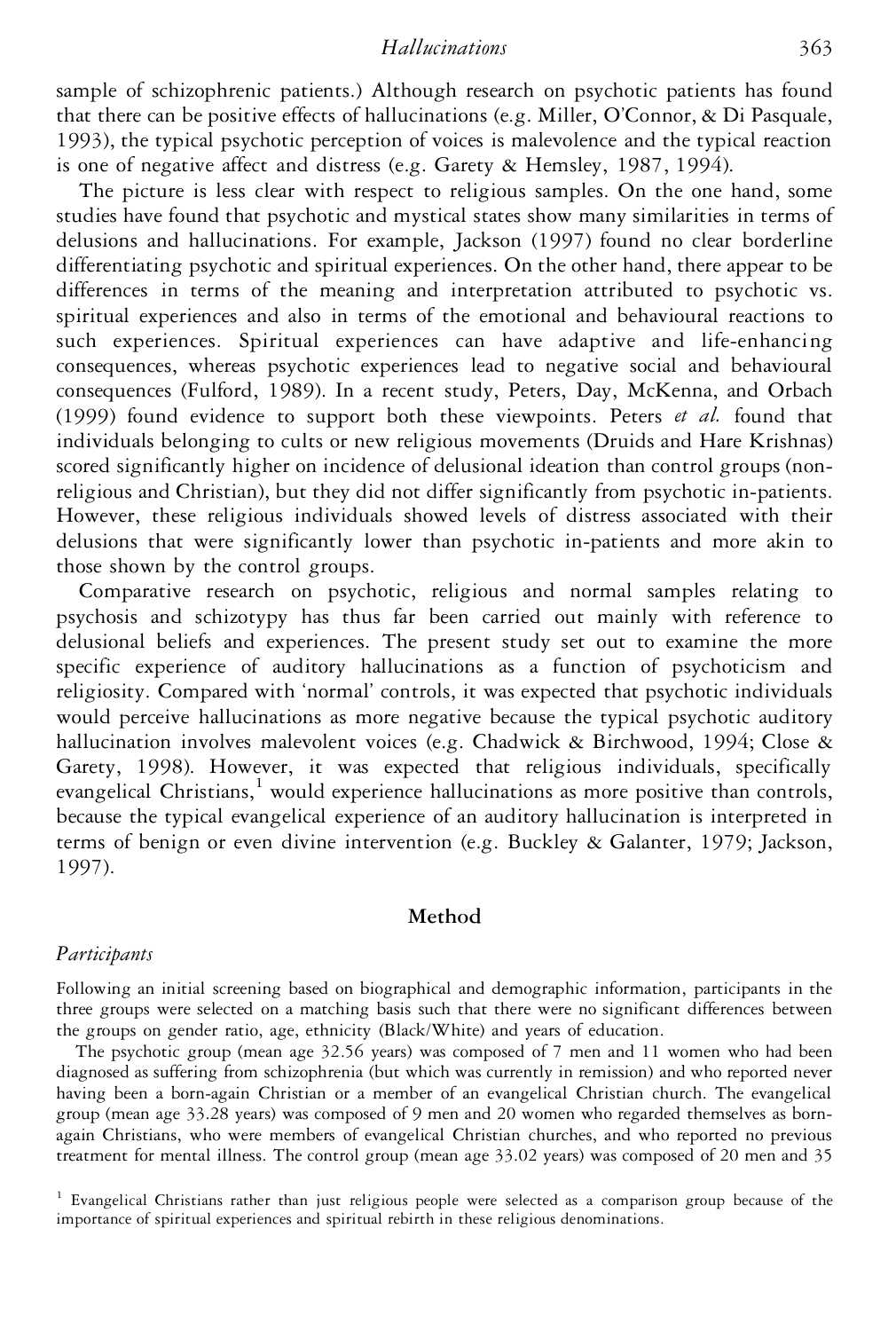sample of schizophrenic patients.) Although research on psychotic patients has found that there can be positive effects of hallucinations (e.g. Miller, O'Connor, & Di Pasquale, 1993), the typical psychotic perception of voices is malevolence and the typical reaction is one of negative affect and distress (e.g. Garety & Hemsley, 1987, 1994).

The picture is less clear with respect to religious samples. On the one hand, some studies have found that psychotic and mystical states show many similarities in terms of delusions and hallucinations. For example, Jackson (1997) found no clear borderline differentiating psychotic and spiritual experiences. On the other hand, there appear to be differences in terms of the meaning and interpretation attributed to psychotic vs. spiritual experiences and also in terms of the emotional and behavioural reactions to such experiences. Spiritual experiences can have adaptive and life-enhancing consequences, whereas psychotic experiences lead to negative social and behavioural consequences (Fulford, 1989). In a recent study, Peters, Day, McKenna, and Orbach (1999) found evidence to support both these viewpoints. Peters *et al.* found that individuals belonging to cults or new religious movements (Druids and Hare Krishnas) scored significantly higher on incidence of delusional ideation than control groups (non-religious and Christian), but they did not differ significantly from psychotic in-patients. However, these religious individuals showed levels of distress associated with their delusions that were significantly lower than psychotic in-patients and more akin to those shown by the control groups.

Comparative research on psychotic, religious and normal samples relating to psychosis and schizotypy has thus far been carried out mainly with reference to delusional beliefs and experiences. The present study set out to examine the more specific experience of auditory hallucinations as a function of psychoticism and religiosity. Compared with 'normal' controls, it was expected that psychotic individuals would perceive hallucinations as more negative because the typical psychotic auditory hallucination involves malevolent voices (e.g. Chadwick & Birchwood, 1994; Close & Garety, 1998). However, it was expected that religious individuals, specifically evangelical Christians,[1] would experience hallucinations as more positive than controls, because the typical evangelical experience of an auditory hallucination is interpreted in terms of benign or even divine intervention (e.g. Buckley & Galanter, 1979; Jackson, 1997).

## Method

### *Participants*

Following an initial screening based on biographical and demographic information, participants in the three groups were selected on a matching basis such that there were no significant differences between the groups on gender ratio, age, ethnicity (Black/White) and years of education.

The psychotic group (mean age 32.56 years) was composed of 7 men and 11 women who had been diagnosed as suffering from schizophrenia (but which was currently in remission) and who reported never having been a born-again Christian or a member of an evangelical Christian church. The evangelical group (mean age 33.28 years) was composed of 9 men and 20 women who regarded themselves as born-again Christians, who were members of evangelical Christian churches, and who reported no previous treatment for mental illness. The control group (mean age 33.02 years) was composed of 20 men and 35

[1] Evangelical Christians rather than just religious people were selected as a comparison group because of the importance of spiritual experiences and spiritual rebirth in these religious denominations.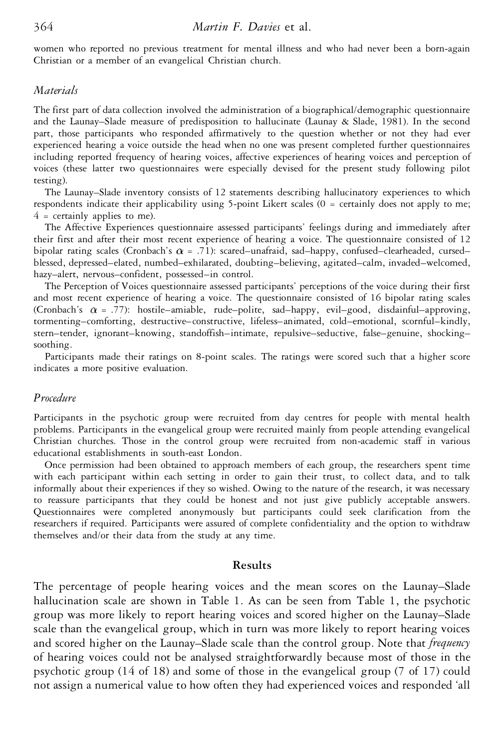women who reported no previous treatment for mental illness and who had never been a born-again Christian or a member of an evangelical Christian church.

### *Materials*

The first part of data collection involved the administration of a biographical/demographic questionnaire and the Launay–Slade measure of predisposition to hallucinate (Launay & Slade, 1981). In the second part, those participants who responded affirmatively to the question whether or not they had ever experienced hearing a voice outside the head when no one was present completed further questionnaires including reported frequency of hearing voices, affective experiences of hearing voices and perception of voices (these latter two questionnaires were especially devised for the present study following pilot testing).

The Launay–Slade inventory consists of 12 statements describing hallucinatory experiences to which respondents indicate their applicability using 5-point Likert scales (0 = certainly does not apply to me; 4 = certainly applies to me).

The Affective Experiences questionnaire assessed participants' feelings during and immediately after their first and after their most recent experience of hearing a voice. The questionnaire consisted of 12 bipolar rating scales (Cronbach's $\alpha = .71$): scared–unafraid, sad–happy, confused–clearheaded, cursed–blessed, depressed–elated, numbed–exhilarated, doubting–believing, agitated–calm, invaded–welcomed, hazy–alert, nervous–confident, possessed–in control.

The Perception of Voices questionnaire assessed participants' perceptions of the voice during their first and most recent experience of hearing a voice. The questionnaire consisted of 16 bipolar rating scales (Cronbach's $\alpha = .77$): hostile–amiable, rude–polite, sad–happy, evil–good, disdainful–approving, tormenting–comforting, destructive–constructive, lifeless–animated, cold–emotional, scornful–kindly, stern–tender, ignorant–knowing, standoffish–intimate, repulsive–seductive, false–genuine, shocking–soothing.

Participants made their ratings on 8-point scales. The ratings were scored such that a higher score indicates a more positive evaluation.

### *Procedure*

Participants in the psychotic group were recruited from day centres for people with mental health problems. Participants in the evangelical group were recruited mainly from people attending evangelical Christian churches. Those in the control group were recruited from non-academic staff in various educational establishments in south-east London.

Once permission had been obtained to approach members of each group, the researchers spent time with each participant within each setting in order to gain their trust, to collect data, and to talk informally about their experiences if they so wished. Owing to the nature of the research, it was necessary to reassure participants that they could be honest and not just give publicly acceptable answers. Questionnaires were completed anonymously but participants could seek clarification from the researchers if required. Participants were assured of complete confidentiality and the option to withdraw themselves and/or their data from the study at any time.

## Results

The percentage of people hearing voices and the mean scores on the Launay–Slade hallucination scale are shown in Table 1. As can be seen from Table 1, the psychotic group was more likely to report hearing voices and scored higher on the Launay–Slade scale than the evangelical group, which in turn was more likely to report hearing voices and scored higher on the Launay–Slade scale than the control group. Note that *frequency* of hearing voices could not be analysed straightforwardly because most of those in the psychotic group (14 of 18) and some of those in the evangelical group (7 of 17) could not assign a numerical value to how often they had experienced voices and responded 'all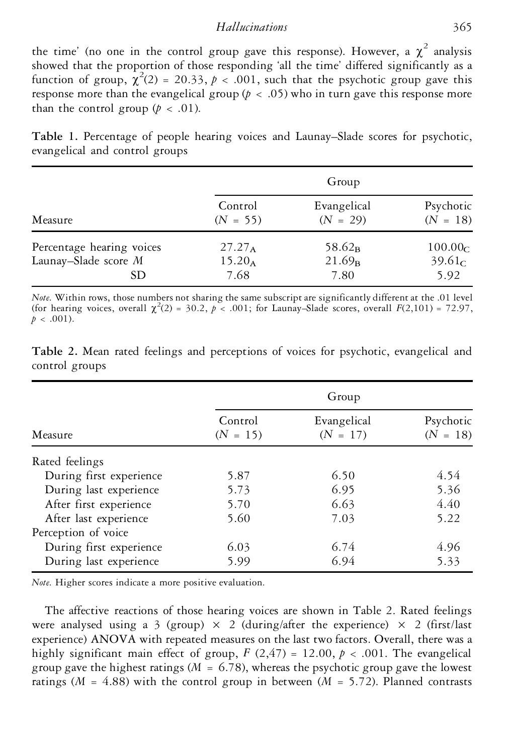the time' (no one in the control group gave this response). However, a $\chi^2$ analysis showed that the proportion of those responding 'all the time' differed significantly as a function of group, $\chi^2(2) = 20.33$, $p < .001$, such that the psychotic group gave this response more than the evangelical group ($p < .05$) who in turn gave this response more than the control group ($p < .01$).

**Table 1.** Percentage of people hearing voices and Launay–Slade scores for psychotic, evangelical and control groups

| Measure | Group | | |
|---|---|---|---|
| | Control ($N$ = 55) | Evangelical ($N$ = 29) | Psychotic ($N$ = 18) |
| Percentage hearing voices | $27.27_A$ | $58.62_B$ | $100.00_C$ |
| Launay–Slade score $M$ | $15.20_A$ | $21.69_B$ | $39.61_C$ |
| SD | 7.68 | 7.80 | 5.92 |

*Note.* Within rows, those numbers not sharing the same subscript are significantly different at the .01 level (for hearing voices, overall $\chi^2(2) = 30.2$, $p < .001$; for Launay–Slade scores, overall $F(2,101) = 72.97$, $p < .001$).

**Table 2.** Mean rated feelings and perceptions of voices for psychotic, evangelical and control groups

| Measure | Group | | |
|---|---|---|---|
| | Control ($N$ = 15) | Evangelical ($N$ = 17) | Psychotic ($N$ = 18) |
| Rated feelings | | | |
| During first experience | 5.87 | 6.50 | 4.54 |
| During last experience | 5.73 | 6.95 | 5.36 |
| After first experience | 5.70 | 6.63 | 4.40 |
| After last experience | 5.60 | 7.03 | 5.22 |
| Perception of voice | | | |
| During first experience | 6.03 | 6.74 | 4.96 |
| During last experience | 5.99 | 6.94 | 5.33 |

*Note.* Higher scores indicate a more positive evaluation.

The affective reactions of those hearing voices are shown in Table 2. Rated feelings were analysed using a 3 (group) × 2 (during/after the experience) × 2 (first/last experience) ANOVA with repeated measures on the last two factors. Overall, there was a highly significant main effect of group, $F(2,47) = 12.00$, $p < .001$. The evangelical group gave the highest ratings ($M = 6.78$), whereas the psychotic group gave the lowest ratings ($M = 4.88$) with the control group in between ($M = 5.72$). Planned contrasts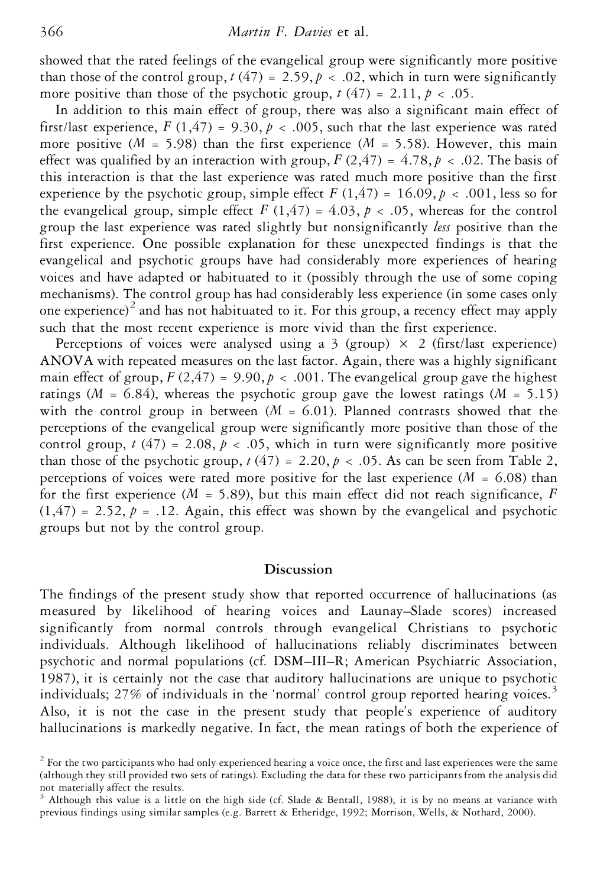showed that the rated feelings of the evangelical group were significantly more positive than those of the control group, $t\,(47) = 2.59, p < .02$, which in turn were significantly more positive than those of the psychotic group, $t\,(47) = 2.11, p < .05$.

In addition to this main effect of group, there was also a significant main effect of first/last experience, $F\,(1,47) = 9.30, p < .005$, such that the last experience was rated more positive ($M = 5.98$) than the first experience ($M = 5.58$). However, this main effect was qualified by an interaction with group, $F\,(2,47) = 4.78, p < .02$. The basis of this interaction is that the last experience was rated much more positive than the first experience by the psychotic group, simple effect $F\,(1,47) = 16.09, p < .001$, less so for the evangelical group, simple effect $F\,(1,47) = 4.03, p < .05$, whereas for the control group the last experience was rated slightly but nonsignificantly *less* positive than the first experience. One possible explanation for these unexpected findings is that the evangelical and psychotic groups have had considerably more experiences of hearing voices and have adapted or habituated to it (possibly through the use of some coping mechanisms). The control group has had considerably less experience (in some cases only one experience)[2] and has not habituated to it. For this group, a recency effect may apply such that the most recent experience is more vivid than the first experience.

Perceptions of voices were analysed using a 3 (group) × 2 (first/last experience) ANOVA with repeated measures on the last factor. Again, there was a highly significant main effect of group, $F\,(2,47) = 9.90, p < .001$. The evangelical group gave the highest ratings ($M = 6.84$), whereas the psychotic group gave the lowest ratings ($M = 5.15$) with the control group in between ($M = 6.01$). Planned contrasts showed that the perceptions of the evangelical group were significantly more positive than those of the control group, $t\,(47) = 2.08, p < .05$, which in turn were significantly more positive than those of the psychotic group, $t\,(47) = 2.20, p < .05$. As can be seen from Table 2, perceptions of voices were rated more positive for the last experience ($M = 6.08$) than for the first experience ($M = 5.89$), but this main effect did not reach significance, $F\,(1,47) = 2.52, p = .12$. Again, this effect was shown by the evangelical and psychotic groups but not by the control group.

## Discussion

The findings of the present study show that reported occurrence of hallucinations (as measured by likelihood of hearing voices and Launay–Slade scores) increased significantly from normal controls through evangelical Christians to psychotic individuals. Although likelihood of hallucinations reliably discriminates between psychotic and normal populations (cf. DSM–III–R; American Psychiatric Association, 1987), it is certainly not the case that auditory hallucinations are unique to psychotic individuals; 27% of individuals in the 'normal' control group reported hearing voices.[3] Also, it is not the case in the present study that people's experience of auditory hallucinations is markedly negative. In fact, the mean ratings of both the experience of

[2] For the two participants who had only experienced hearing a voice once, the first and last experiences were the same (although they still provided two sets of ratings). Excluding the data for these two participants from the analysis did not materially affect the results.

[3] Although this value is a little on the high side (cf. Slade & Bentall, 1988), it is by no means at variance with previous findings using similar samples (e.g. Barrett & Etheridge, 1992; Morrison, Wells, & Nothard, 2000).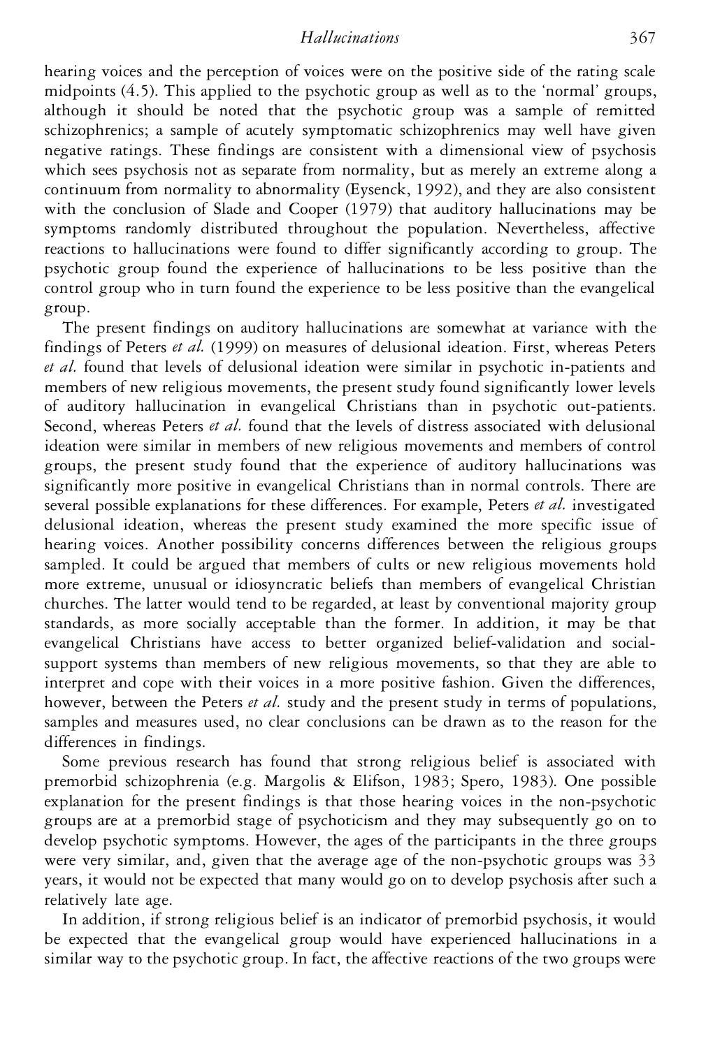hearing voices and the perception of voices were on the positive side of the rating scale midpoints (4.5). This applied to the psychotic group as well as to the 'normal' groups, although it should be noted that the psychotic group was a sample of remitted schizophrenics; a sample of acutely symptomatic schizophrenics may well have given negative ratings. These findings are consistent with a dimensional view of psychosis which sees psychosis not as separate from normality, but as merely an extreme along a continuum from normality to abnormality (Eysenck, 1992), and they are also consistent with the conclusion of Slade and Cooper (1979) that auditory hallucinations may be symptoms randomly distributed throughout the population. Nevertheless, affective reactions to hallucinations were found to differ significantly according to group. The psychotic group found the experience of hallucinations to be less positive than the control group who in turn found the experience to be less positive than the evangelical group.

The present findings on auditory hallucinations are somewhat at variance with the findings of Peters *et al.* (1999) on measures of delusional ideation. First, whereas Peters *et al.* found that levels of delusional ideation were similar in psychotic in-patients and members of new religious movements, the present study found significantly lower levels of auditory hallucination in evangelical Christians than in psychotic out-patients. Second, whereas Peters *et al.* found that the levels of distress associated with delusional ideation were similar in members of new religious movements and members of control groups, the present study found that the experience of auditory hallucinations was significantly more positive in evangelical Christians than in normal controls. There are several possible explanations for these differences. For example, Peters *et al.* investigated delusional ideation, whereas the present study examined the more specific issue of hearing voices. Another possibility concerns differences between the religious groups sampled. It could be argued that members of cults or new religious movements hold more extreme, unusual or idiosyncratic beliefs than members of evangelical Christian churches. The latter would tend to be regarded, at least by conventional majority group standards, as more socially acceptable than the former. In addition, it may be that evangelical Christians have access to better organized belief-validation and social-support systems than members of new religious movements, so that they are able to interpret and cope with their voices in a more positive fashion. Given the differences, however, between the Peters *et al.* study and the present study in terms of populations, samples and measures used, no clear conclusions can be drawn as to the reason for the differences in findings.

Some previous research has found that strong religious belief is associated with premorbid schizophrenia (e.g. Margolis & Elifson, 1983; Spero, 1983). One possible explanation for the present findings is that those hearing voices in the non-psychotic groups are at a premorbid stage of psychoticism and they may subsequently go on to develop psychotic symptoms. However, the ages of the participants in the three groups were very similar, and, given that the average age of the non-psychotic groups was 33 years, it would not be expected that many would go on to develop psychosis after such a relatively late age.

In addition, if strong religious belief is an indicator of premorbid psychosis, it would be expected that the evangelical group would have experienced hallucinations in a similar way to the psychotic group. In fact, the affective reactions of the two groups were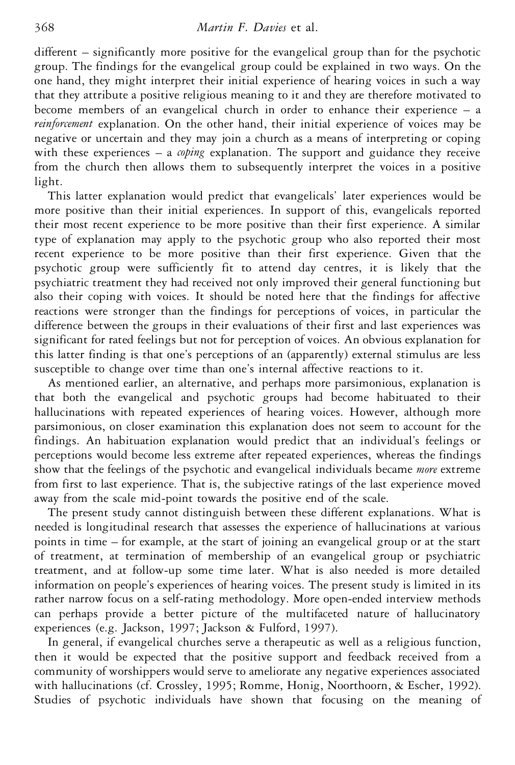different – significantly more positive for the evangelical group than for the psychotic group. The findings for the evangelical group could be explained in two ways. On the one hand, they might interpret their initial experience of hearing voices in such a way that they attribute a positive religious meaning to it and they are therefore motivated to become members of an evangelical church in order to enhance their experience – a *reinforcement* explanation. On the other hand, their initial experience of voices may be negative or uncertain and they may join a church as a means of interpreting or coping with these experiences – a *coping* explanation. The support and guidance they receive from the church then allows them to subsequently interpret the voices in a positive light.

This latter explanation would predict that evangelicals' later experiences would be more positive than their initial experiences. In support of this, evangelicals reported their most recent experience to be more positive than their first experience. A similar type of explanation may apply to the psychotic group who also reported their most recent experience to be more positive than their first experience. Given that the psychotic group were sufficiently fit to attend day centres, it is likely that the psychiatric treatment they had received not only improved their general functioning but also their coping with voices. It should be noted here that the findings for affective reactions were stronger than the findings for perceptions of voices, in particular the difference between the groups in their evaluations of their first and last experiences was significant for rated feelings but not for perception of voices. An obvious explanation for this latter finding is that one's perceptions of an (apparently) external stimulus are less susceptible to change over time than one's internal affective reactions to it.

As mentioned earlier, an alternative, and perhaps more parsimonious, explanation is that both the evangelical and psychotic groups had become habituated to their hallucinations with repeated experiences of hearing voices. However, although more parsimonious, on closer examination this explanation does not seem to account for the findings. An habituation explanation would predict that an individual's feelings or perceptions would become less extreme after repeated experiences, whereas the findings show that the feelings of the psychotic and evangelical individuals became *more* extreme from first to last experience. That is, the subjective ratings of the last experience moved away from the scale mid-point towards the positive end of the scale.

The present study cannot distinguish between these different explanations. What is needed is longitudinal research that assesses the experience of hallucinations at various points in time – for example, at the start of joining an evangelical group or at the start of treatment, at termination of membership of an evangelical group or psychiatric treatment, and at follow-up some time later. What is also needed is more detailed information on people's experiences of hearing voices. The present study is limited in its rather narrow focus on a self-rating methodology. More open-ended interview methods can perhaps provide a better picture of the multifaceted nature of hallucinatory experiences (e.g. Jackson, 1997; Jackson & Fulford, 1997).

In general, if evangelical churches serve a therapeutic as well as a religious function, then it would be expected that the positive support and feedback received from a community of worshippers would serve to ameliorate any negative experiences associated with hallucinations (cf. Crossley, 1995; Romme, Honig, Noorthoorn, & Escher, 1992). Studies of psychotic individuals have shown that focusing on the meaning of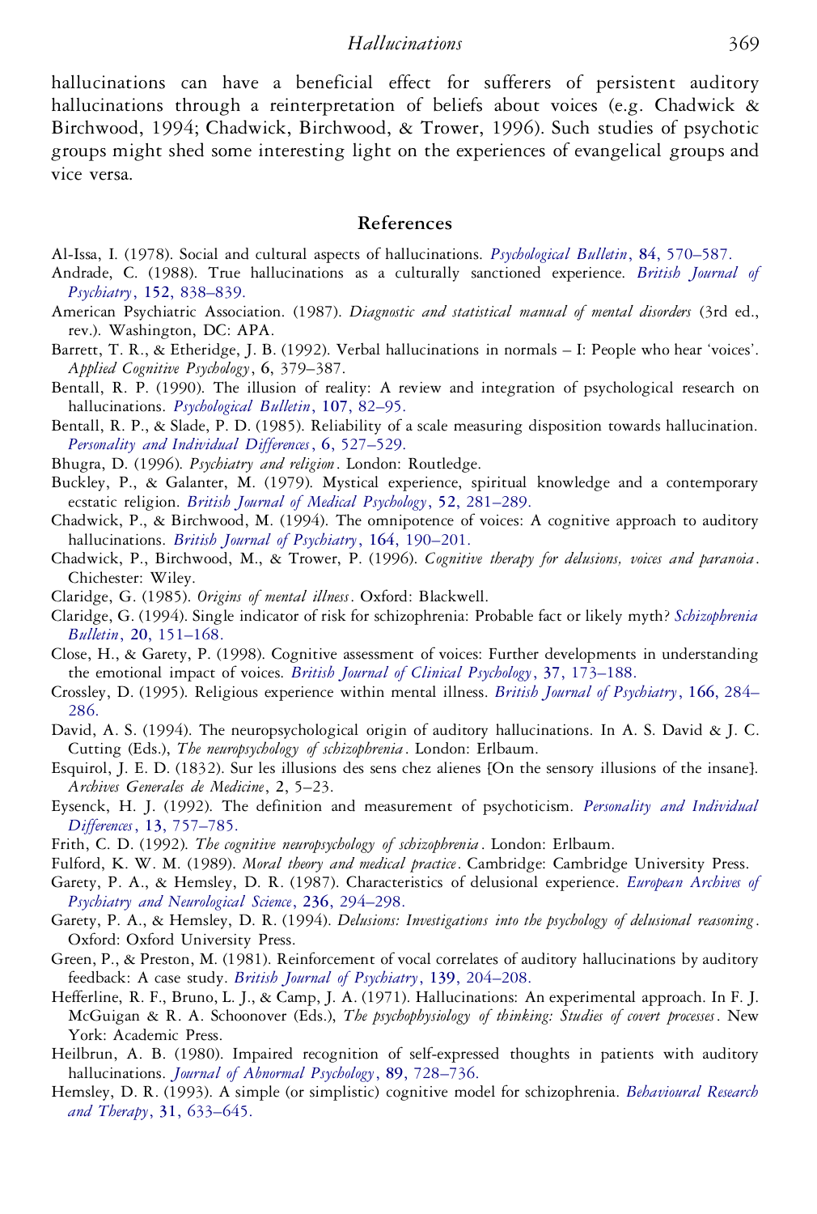hallucinations can have a beneficial effect for sufferers of persistent auditory hallucinations through a reinterpretation of beliefs about voices (e.g. Chadwick & Birchwood, 1994; Chadwick, Birchwood, & Trower, 1996). Such studies of psychotic groups might shed some interesting light on the experiences of evangelical groups and vice versa.

## References

Al-Issa, I. (1978). Social and cultural aspects of hallucinations. *Psychological Bulletin*, **84**, 570–587.

Andrade, C. (1988). True hallucinations as a culturally sanctioned experience. *British Journal of Psychiatry*, **152**, 838–839.

American Psychiatric Association. (1987). *Diagnostic and statistical manual of mental disorders* (3rd ed., rev.). Washington, DC: APA.

Barrett, T. R., & Etheridge, J. B. (1992). Verbal hallucinations in normals – I: People who hear 'voices'. *Applied Cognitive Psychology*, **6**, 379–387.

Bentall, R. P. (1990). The illusion of reality: A review and integration of psychological research on hallucinations. *Psychological Bulletin*, **107**, 82–95.

Bentall, R. P., & Slade, P. D. (1985). Reliability of a scale measuring disposition towards hallucination. *Personality and Individual Differences*, **6**, 527–529.

Bhugra, D. (1996). *Psychiatry and religion*. London: Routledge.

Buckley, P., & Galanter, M. (1979). Mystical experience, spiritual knowledge and a contemporary ecstatic religion. *British Journal of Medical Psychology*, **52**, 281–289.

Chadwick, P., & Birchwood, M. (1994). The omnipotence of voices: A cognitive approach to auditory hallucinations. *British Journal of Psychiatry*, **164**, 190–201.

Chadwick, P., Birchwood, M., & Trower, P. (1996). *Cognitive therapy for delusions, voices and paranoia*. Chichester: Wiley.

Claridge, G. (1985). *Origins of mental illness*. Oxford: Blackwell.

Claridge, G. (1994). Single indicator of risk for schizophrenia: Probable fact or likely myth? *Schizophrenia Bulletin*, **20**, 151–168.

Close, H., & Garety, P. (1998). Cognitive assessment of voices: Further developments in understanding the emotional impact of voices. *British Journal of Clinical Psychology*, **37**, 173–188.

Crossley, D. (1995). Religious experience within mental illness. *British Journal of Psychiatry*, **166**, 284–286.

David, A. S. (1994). The neuropsychological origin of auditory hallucinations. In A. S. David & J. C. Cutting (Eds.), *The neuropsychology of schizophrenia*. London: Erlbaum.

Esquirol, J. E. D. (1832). Sur les illusions des sens chez alienes [On the sensory illusions of the insane]. *Archives Generales de Medicine*, **2**, 5–23.

Eysenck, H. J. (1992). The definition and measurement of psychoticism. *Personality and Individual Differences*, **13**, 757–785.

Frith, C. D. (1992). *The cognitive neuropsychology of schizophrenia*. London: Erlbaum.

Fulford, K. W. M. (1989). *Moral theory and medical practice*. Cambridge: Cambridge University Press.

Garety, P. A., & Hemsley, D. R. (1987). Characteristics of delusional experience. *European Archives of Psychiatry and Neurological Science*, **236**, 294–298.

Garety, P. A., & Hemsley, D. R. (1994). *Delusions: Investigations into the psychology of delusional reasoning*. Oxford: Oxford University Press.

Green, P., & Preston, M. (1981). Reinforcement of vocal correlates of auditory hallucinations by auditory feedback: A case study. *British Journal of Psychiatry*, **139**, 204–208.

Hefferline, R. F., Bruno, L. J., & Camp, J. A. (1971). Hallucinations: An experimental approach. In F. J. McGuigan & R. A. Schoonover (Eds.), *The psychophysiology of thinking: Studies of covert processes*. New York: Academic Press.

Heilbrun, A. B. (1980). Impaired recognition of self-expressed thoughts in patients with auditory hallucinations. *Journal of Abnormal Psychology*, **89**, 728–736.

Hemsley, D. R. (1993). A simple (or simplistic) cognitive model for schizophrenia. *Behavioural Research and Therapy*, **31**, 633–645.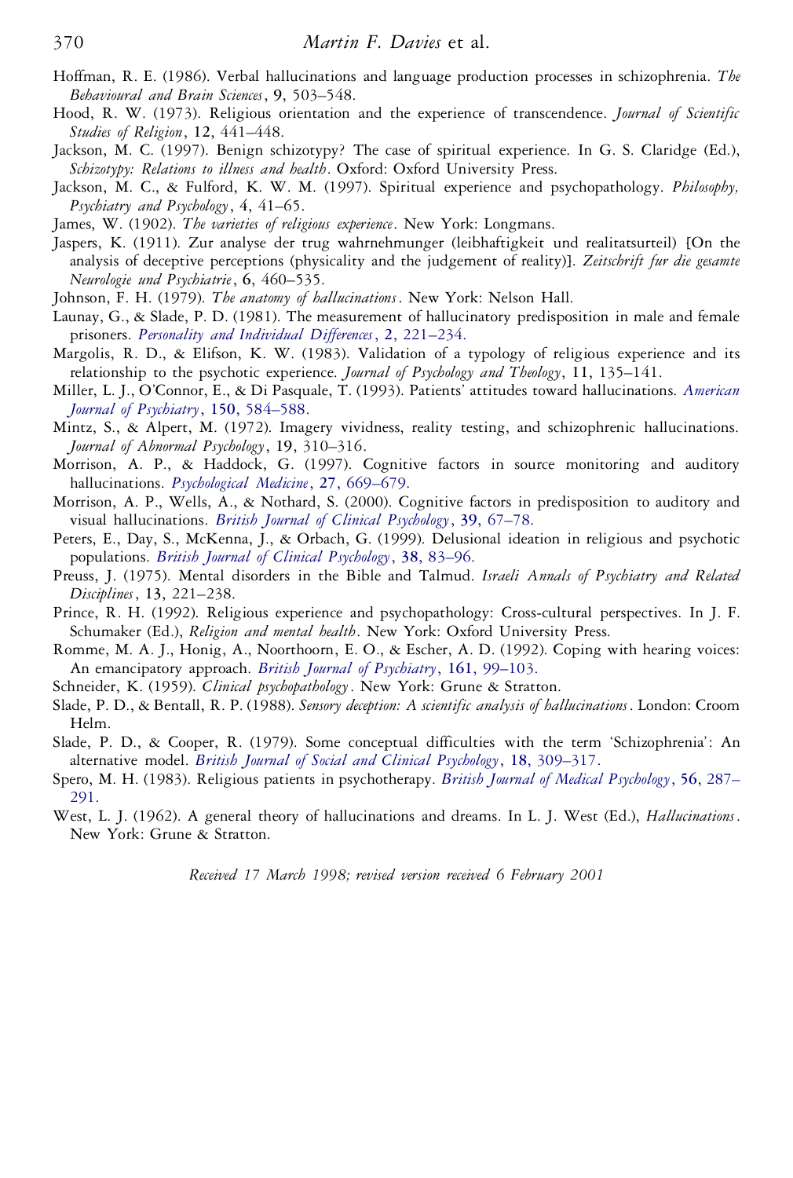Hoffman, R. E. (1986). Verbal hallucinations and language production processes in schizophrenia. *The Behavioural and Brain Sciences*, 9, 503–548.

Hood, R. W. (1973). Religious orientation and the experience of transcendence. *Journal of Scientific Studies of Religion*, 12, 441–448.

Jackson, M. C. (1997). Benign schizotypy? The case of spiritual experience. In G. S. Claridge (Ed.), *Schizotypy: Relations to illness and health*. Oxford: Oxford University Press.

Jackson, M. C., & Fulford, K. W. M. (1997). Spiritual experience and psychopathology. *Philosophy, Psychiatry and Psychology*, 4, 41–65.

James, W. (1902). *The varieties of religious experience*. New York: Longmans.

Jaspers, K. (1911). Zur analyse der trug wahrnehmunger (leibhaftigkeit und realitatsurteil) [On the analysis of deceptive perceptions (physicality and the judgement of reality)]. *Zeitschrift fur die gesamte Neurologie und Psychiatrie*, 6, 460–535.

Johnson, F. H. (1979). *The anatomy of hallucinations*. New York: Nelson Hall.

Launay, G., & Slade, P. D. (1981). The measurement of hallucinatory predisposition in male and female prisoners. *Personality and Individual Differences*, 2, 221–234.

Margolis, R. D., & Elifson, K. W. (1983). Validation of a typology of religious experience and its relationship to the psychotic experience. *Journal of Psychology and Theology*, 11, 135–141.

Miller, L. J., O'Connor, E., & Di Pasquale, T. (1993). Patients' attitudes toward hallucinations. *American Journal of Psychiatry*, 150, 584–588.

Mintz, S., & Alpert, M. (1972). Imagery vividness, reality testing, and schizophrenic hallucinations. *Journal of Abnormal Psychology*, 19, 310–316.

Morrison, A. P., & Haddock, G. (1997). Cognitive factors in source monitoring and auditory hallucinations. *Psychological Medicine*, 27, 669–679.

Morrison, A. P., Wells, A., & Nothard, S. (2000). Cognitive factors in predisposition to auditory and visual hallucinations. *British Journal of Clinical Psychology*, 39, 67–78.

Peters, E., Day, S., McKenna, J., & Orbach, G. (1999). Delusional ideation in religious and psychotic populations. *British Journal of Clinical Psychology*, 38, 83–96.

Preuss, J. (1975). Mental disorders in the Bible and Talmud. *Israeli Annals of Psychiatry and Related Disciplines*, 13, 221–238.

Prince, R. H. (1992). Religious experience and psychopathology: Cross-cultural perspectives. In J. F. Schumaker (Ed.), *Religion and mental health*. New York: Oxford University Press.

Romme, M. A. J., Honig, A., Noorthoorn, E. O., & Escher, A. D. (1992). Coping with hearing voices: An emancipatory approach. *British Journal of Psychiatry*, 161, 99–103.

Schneider, K. (1959). *Clinical psychopathology*. New York: Grune & Stratton.

Slade, P. D., & Bentall, R. P. (1988). *Sensory deception: A scientific analysis of hallucinations*. London: Croom Helm.

Slade, P. D., & Cooper, R. (1979). Some conceptual difficulties with the term 'Schizophrenia': An alternative model. *British Journal of Social and Clinical Psychology*, 18, 309–317.

Spero, M. H. (1983). Religious patients in psychotherapy. *British Journal of Medical Psychology*, 56, 287–291.

West, L. J. (1962). A general theory of hallucinations and dreams. In L. J. West (Ed.), *Hallucinations*. New York: Grune & Stratton.

*Received 17 March 1998; revised version received 6 February 2001*